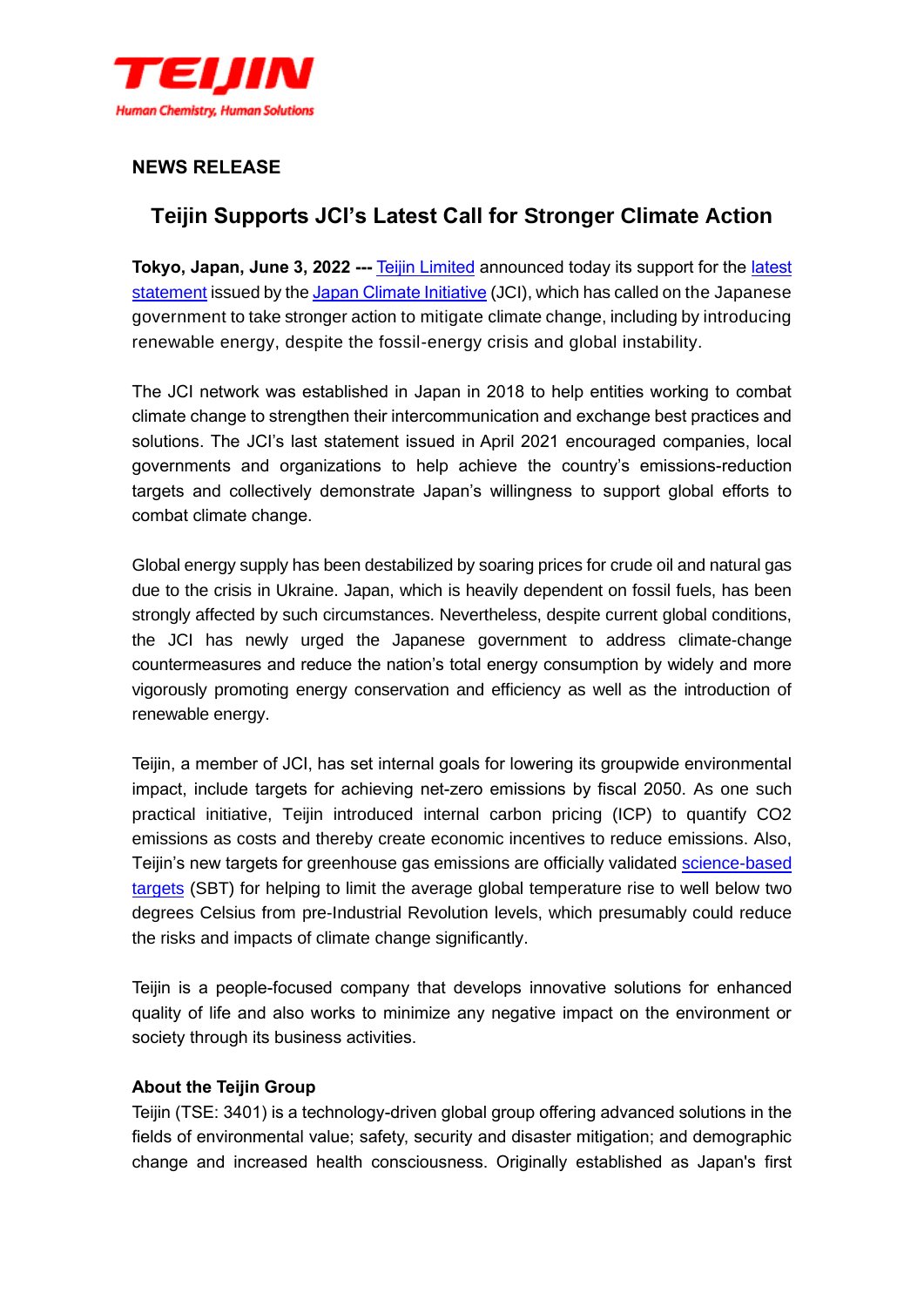TEIJIN

Human Chemistry, Human Solutions

**NEWS RELEASE**

## Teijin Supports JCI's Latest Call for Stronger Climate Action

**Tokyo, Japan, June 3, 2022 ---** Teijin Limited announced today its support for the latest statement issued by the Japan Climate Initiative (JCI), which has called on the Japanese government to take stronger action to mitigate climate change, including by introducing renewable energy, despite the fossil-energy crisis and global instability.

The JCI network was established in Japan in 2018 to help entities working to combat climate change to strengthen their intercommunication and exchange best practices and solutions. The JCI's last statement issued in April 2021 encouraged companies, local governments and organizations to help achieve the country's emissions-reduction targets and collectively demonstrate Japan's willingness to support global efforts to combat climate change.

Global energy supply has been destabilized by soaring prices for crude oil and natural gas due to the crisis in Ukraine. Japan, which is heavily dependent on fossil fuels, has been strongly affected by such circumstances. Nevertheless, despite current global conditions, the JCI has newly urged the Japanese government to address climate-change countermeasures and reduce the nation's total energy consumption by widely and more vigorously promoting energy conservation and efficiency as well as the introduction of renewable energy.

Teijin, a member of JCI, has set internal goals for lowering its groupwide environmental impact, include targets for achieving net-zero emissions by fiscal 2050. As one such practical initiative, Teijin introduced internal carbon pricing (ICP) to quantify $CO_2$ emissions as costs and thereby create economic incentives to reduce emissions. Also, Teijin's new targets for greenhouse gas emissions are officially validated science-based targets (SBT) for helping to limit the average global temperature rise to well below two degrees Celsius from pre-Industrial Revolution levels, which presumably could reduce the risks and impacts of climate change significantly.

Teijin is a people-focused company that develops innovative solutions for enhanced quality of life and also works to minimize any negative impact on the environment or society through its business activities.

**About the Teijin Group**

Teijin (TSE: 3401) is a technology-driven global group offering advanced solutions in the fields of environmental value; safety, security and disaster mitigation; and demographic change and increased health consciousness. Originally established as Japan's first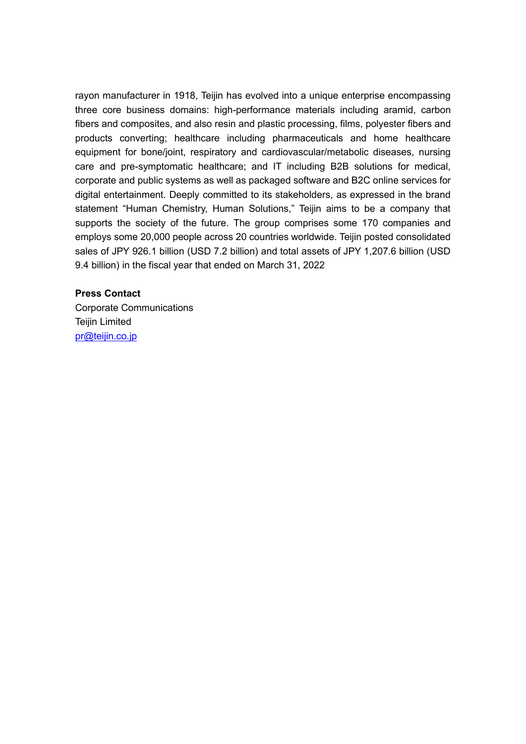rayon manufacturer in 1918, Teijin has evolved into a unique enterprise encompassing three core business domains: high-performance materials including aramid, carbon fibers and composites, and also resin and plastic processing, films, polyester fibers and products converting; healthcare including pharmaceuticals and home healthcare equipment for bone/joint, respiratory and cardiovascular/metabolic diseases, nursing care and pre-symptomatic healthcare; and IT including B2B solutions for medical, corporate and public systems as well as packaged software and B2C online services for digital entertainment. Deeply committed to its stakeholders, as expressed in the brand statement "Human Chemistry, Human Solutions," Teijin aims to be a company that supports the society of the future. The group comprises some 170 companies and employs some 20,000 people across 20 countries worldwide. Teijin posted consolidated sales of JPY 926.1 billion (USD 7.2 billion) and total assets of JPY 1,207.6 billion (USD 9.4 billion) in the fiscal year that ended on March 31, 2022

**Press Contact**
Corporate Communications
Teijin Limited
pr@teijin.co.jp